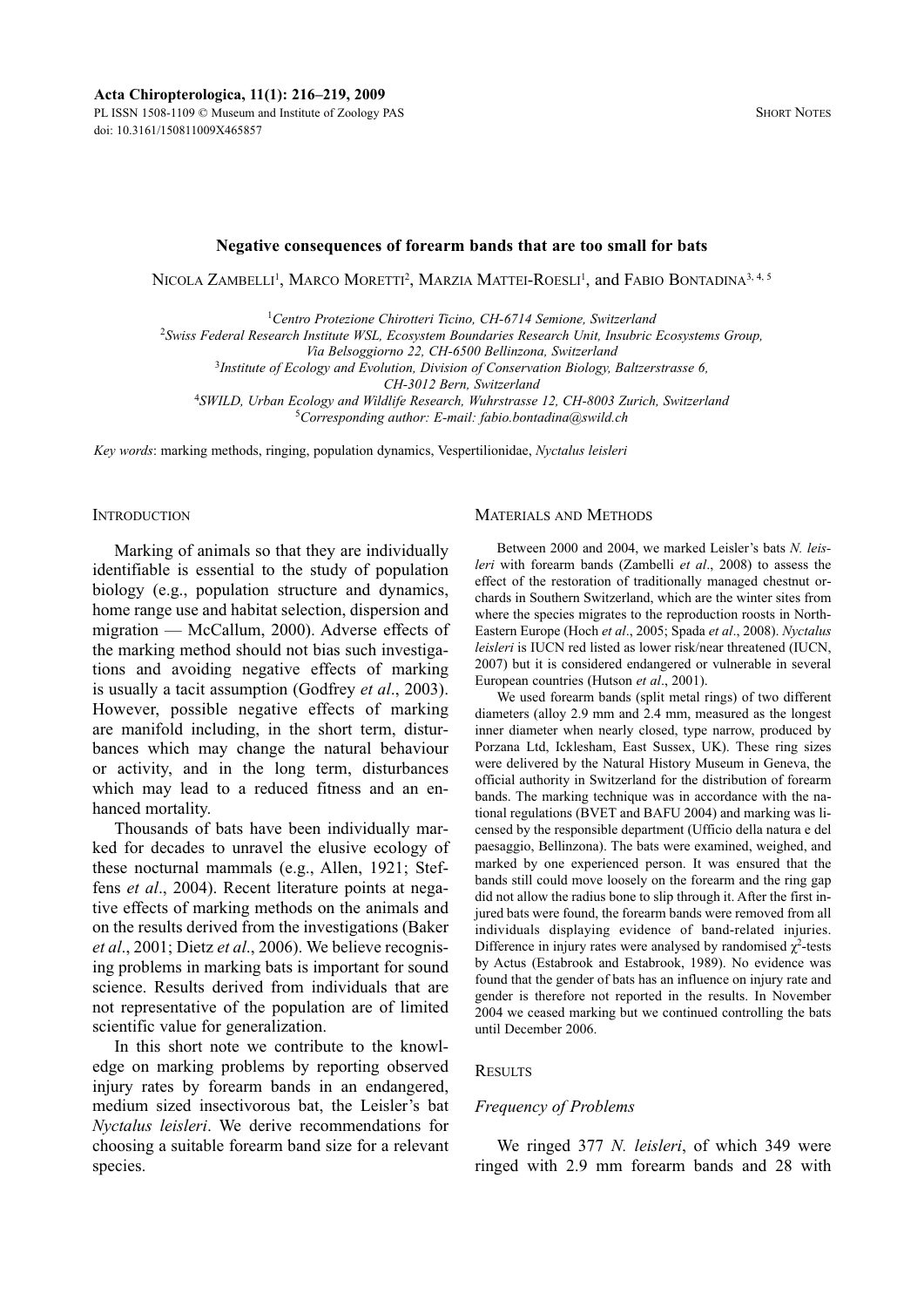# Negative consequences of forearm bands that are too small for bats

Nicola Zambelli[1], Marco Moretti[2], Marzia Mattei-Roesli[1], and Fabio Bontadina[3, 4, 5]

[1]*Centro Protezione Chirotteri Ticino, CH-6714 Semione, Switzerland*
[2]*Swiss Federal Research Institute WSL, Ecosystem Boundaries Research Unit, Insubric Ecosystems Group, Via Belsoggiorno 22, CH-6500 Bellinzona, Switzerland*
[3]*Institute of Ecology and Evolution, Division of Conservation Biology, Baltzerstrasse 6, CH-3012 Bern, Switzerland*
[4]*SWILD, Urban Ecology and Wildlife Research, Wuhrstrasse 12, CH-8003 Zurich, Switzerland*
[5]*Corresponding author: E-mail: fabio.bontadina@swild.ch*

*Key words*: marking methods, ringing, population dynamics, Vespertilionidae, *Nyctalus leisleri*

## Introduction

Marking of animals so that they are individually identifiable is essential to the study of population biology (e.g., population structure and dynamics, home range use and habitat selection, dispersion and migration — McCallum, 2000). Adverse effects of the marking method should not bias such investigations and avoiding negative effects of marking is usually a tacit assumption (Godfrey *et al*., 2003). However, possible negative effects of marking are manifold including, in the short term, disturbances which may change the natural behaviour or activity, and in the long term, disturbances which may lead to a reduced fitness and an enhanced mortality.

Thousands of bats have been individually marked for decades to unravel the elusive ecology of these nocturnal mammals (e.g., Allen, 1921; Steffens *et al*., 2004). Recent literature points at negative effects of marking methods on the animals and on the results derived from the investigations (Baker *et al*., 2001; Dietz *et al*., 2006). We believe recognising problems in marking bats is important for sound science. Results derived from individuals that are not representative of the population are of limited scientific value for generalization.

In this short note we contribute to the knowledge on marking problems by reporting observed injury rates by forearm bands in an endangered, medium sized insectivorous bat, the Leisler's bat *Nyctalus leisleri*. We derive recommendations for choosing a suitable forearm band size for a relevant species.

## Materials and Methods

Between 2000 and 2004, we marked Leisler's bats *N. leisleri* with forearm bands (Zambelli *et al*., 2008) to assess the effect of the restoration of traditionally managed chestnut orchards in Southern Switzerland, which are the winter sites from where the species migrates to the reproduction roosts in North-Eastern Europe (Hoch *et al*., 2005; Spada *et al*., 2008). *Nyctalus leisleri* is IUCN red listed as lower risk/near threatened (IUCN, 2007) but it is considered endangered or vulnerable in several European countries (Hutson *et al*., 2001).

We used forearm bands (split metal rings) of two different diameters (alloy 2.9 mm and 2.4 mm, measured as the longest inner diameter when nearly closed, type narrow, produced by Porzana Ltd, Icklesham, East Sussex, UK). These ring sizes were delivered by the Natural History Museum in Geneva, the official authority in Switzerland for the distribution of forearm bands. The marking technique was in accordance with the national regulations (BVET and BAFU 2004) and marking was licensed by the responsible department (Ufficio della natura e del paesaggio, Bellinzona). The bats were examined, weighed, and marked by one experienced person. It was ensured that the bands still could move loosely on the forearm and the ring gap did not allow the radius bone to slip through it. After the first injured bats were found, the forearm bands were removed from all individuals displaying evidence of band-related injuries. Difference in injury rates were analysed by randomised $\chi^2$-tests by Actus (Estabrook and Estabrook, 1989). No evidence was found that the gender of bats has an influence on injury rate and gender is therefore not reported in the results. In November 2004 we ceased marking but we continued controlling the bats until December 2006.

## Results

### *Frequency of Problems*

We ringed 377 *N. leisleri*, of which 349 were ringed with 2.9 mm forearm bands and 28 with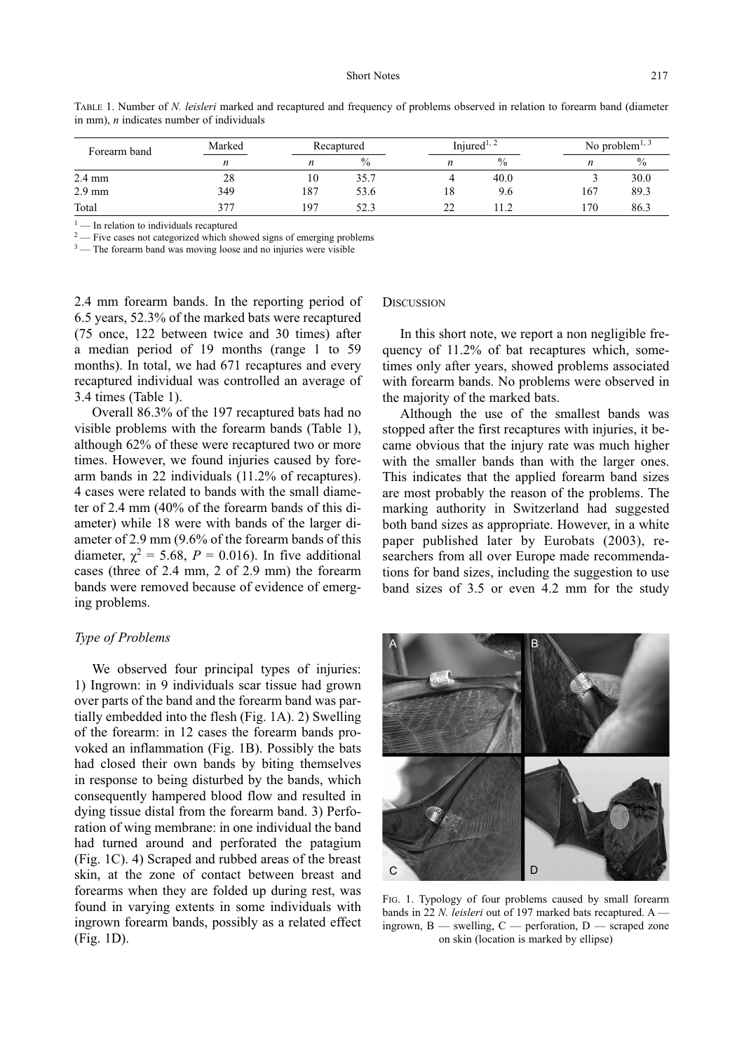TABLE 1. Number of *N. leisleri* marked and recaptured and frequency of problems observed in relation to forearm band (diameter in mm), *n* indicates number of individuals

| Forearm band | Marked | Recaptured | | Injured[1, 2] | | No problem[1, 3] | |
|---|---|---|---|---|---|---|---|
| | *n* | *n* | % | *n* | % | *n* | % |
| 2.4 mm | 28 | 10 | 35.7 | 4 | 40.0 | 3 | 30.0 |
| 2.9 mm | 349 | 187 | 53.6 | 18 | 9.6 | 167 | 89.3 |
| Total | 377 | 197 | 52.3 | 22 | 11.2 | 170 | 86.3 |

[1] — In relation to individuals recaptured
[2] — Five cases not categorized which showed signs of emerging problems
[3] — The forearm band was moving loose and no injuries were visible

2.4 mm forearm bands. In the reporting period of 6.5 years, 52.3% of the marked bats were recaptured (75 once, 122 between twice and 30 times) after a median period of 19 months (range 1 to 59 months). In total, we had 671 recaptures and every recaptured individual was controlled an average of 3.4 times (Table 1).

Overall 86.3% of the 197 recaptured bats had no visible problems with the forearm bands (Table 1), although 62% of these were recaptured two or more times. However, we found injuries caused by forearm bands in 22 individuals (11.2% of recaptures). 4 cases were related to bands with the small diameter of 2.4 mm (40% of the forearm bands of this diameter) while 18 were with bands of the larger diameter of 2.9 mm (9.6% of the forearm bands of this diameter, $\chi^2 = 5.68$, $P = 0.016$). In five additional cases (three of 2.4 mm, 2 of 2.9 mm) the forearm bands were removed because of evidence of emerging problems.

### *Type of Problems*

We observed four principal types of injuries: 1) Ingrown: in 9 individuals scar tissue had grown over parts of the band and the forearm band was partially embedded into the flesh (Fig. 1A). 2) Swelling of the forearm: in 12 cases the forearm bands provoked an inflammation (Fig. 1B). Possibly the bats had closed their own bands by biting themselves in response to being disturbed by the bands, which consequently hampered blood flow and resulted in dying tissue distal from the forearm band. 3) Perforation of wing membrane: in one individual the band had turned around and perforated the patagium (Fig. 1C). 4) Scraped and rubbed areas of the breast skin, at the zone of contact between breast and forearms when they are folded up during rest, was found in varying extents in some individuals with ingrown forearm bands, possibly as a related effect (Fig. 1D).

## DISCUSSION

In this short note, we report a non negligible frequency of 11.2% of bat recaptures which, sometimes only after years, showed problems associated with forearm bands. No problems were observed in the majority of the marked bats.

Although the use of the smallest bands was stopped after the first recaptures with injuries, it became obvious that the injury rate was much higher with the smaller bands than with the larger ones. This indicates that the applied forearm band sizes are most probably the reason of the problems. The marking authority in Switzerland had suggested both band sizes as appropriate. However, in a white paper published later by Eurobats (2003), researchers from all over Europe made recommendations for band sizes, including the suggestion to use band sizes of 3.5 or even 4.2 mm for the study

FIG. 1. Typology of four problems caused by small forearm bands in 22 *N. leisleri* out of 197 marked bats recaptured. A — ingrown, B — swelling, C — perforation, D — scraped zone on skin (location is marked by ellipse)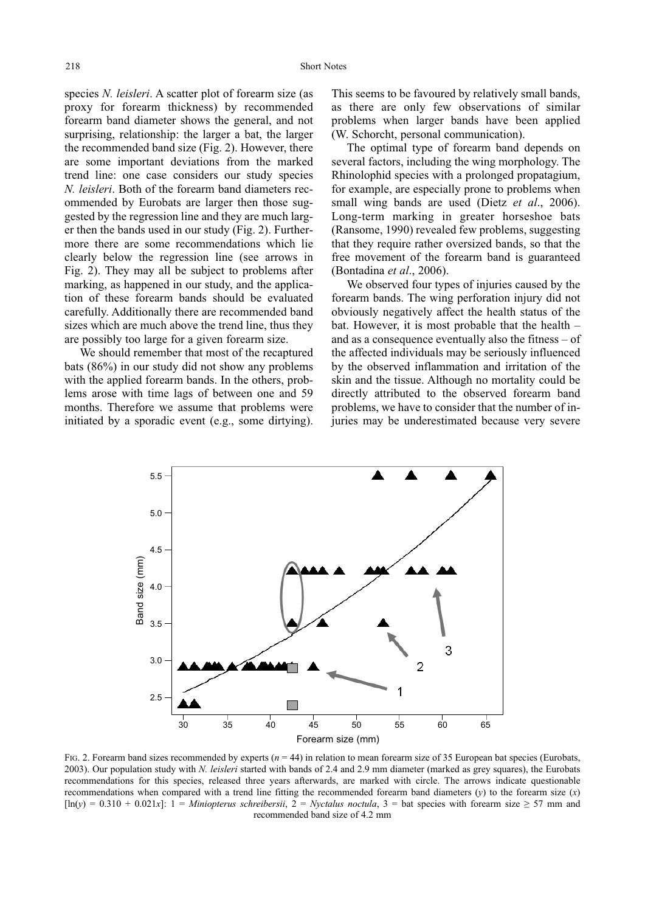species *N. leisleri*. A scatter plot of forearm size (as proxy for forearm thickness) by recommended forearm band diameter shows the general, and not surprising, relationship: the larger a bat, the larger the recommended band size (Fig. 2). However, there are some important deviations from the marked trend line: one case considers our study species *N. leisleri*. Both of the forearm band diameters recommended by Eurobats are larger then those suggested by the regression line and they are much larger then the bands used in our study (Fig. 2). Furthermore there are some recommendations which lie clearly below the regression line (see arrows in Fig. 2). They may all be subject to problems after marking, as happened in our study, and the application of these forearm bands should be evaluated carefully. Additionally there are recommended band sizes which are much above the trend line, thus they are possibly too large for a given forearm size.

We should remember that most of the recaptured bats (86%) in our study did not show any problems with the applied forearm bands. In the others, problems arose with time lags of between one and 59 months. Therefore we assume that problems were initiated by a sporadic event (e.g., some dirtying). This seems to be favoured by relatively small bands, as there are only few observations of similar problems when larger bands have been applied (W. Schorcht, personal communication).

The optimal type of forearm band depends on several factors, including the wing morphology. The Rhinolophid species with a prolonged propatagium, for example, are especially prone to problems when small wing bands are used (Dietz *et al*., 2006). Long-term marking in greater horseshoe bats (Ransome, 1990) revealed few problems, suggesting that they require rather oversized bands, so that the free movement of the forearm band is guaranteed (Bontadina *et al*., 2006).

We observed four types of injuries caused by the forearm bands. The wing perforation injury did not obviously negatively affect the health status of the bat. However, it is most probable that the health – and as a consequence eventually also the fitness – of the affected individuals may be seriously influenced by the observed inflammation and irritation of the skin and the tissue. Although no mortality could be directly attributed to the observed forearm band problems, we have to consider that the number of injuries may be underestimated because very severe

FIG. 2. Forearm band sizes recommended by experts ($n = 44$) in relation to mean forearm size of 35 European bat species (Eurobats, 2003). Our population study with *N. leisleri* started with bands of 2.4 and 2.9 mm diameter (marked as grey squares), the Eurobats recommendations for this species, released three years afterwards, are marked with circle. The arrows indicate questionable recommendations when compared with a trend line fitting the recommended forearm band diameters ($y$) to the forearm size ($x$) [$\ln(y) = 0.310 + 0.021x$]: 1 = *Miniopterus schreibersii*, 2 = *Nyctalus noctula*, 3 = bat species with forearm size $\geq$ 57 mm and recommended band size of 4.2 mm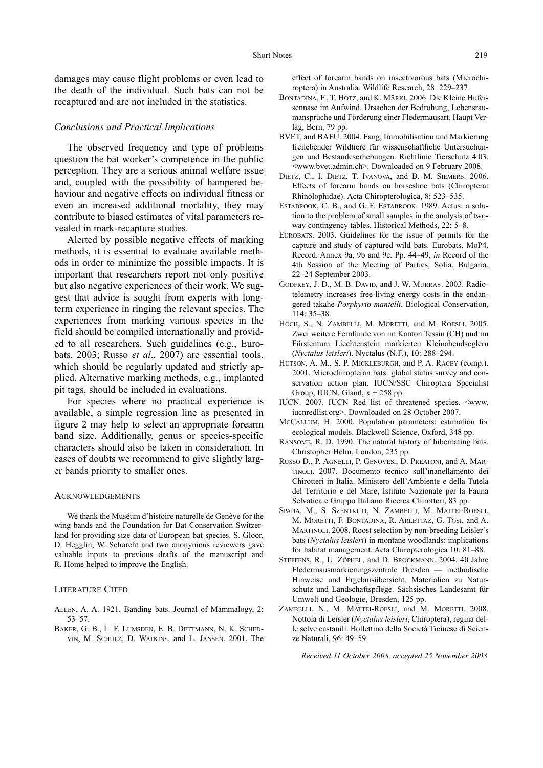damages may cause flight problems or even lead to the death of the individual. Such bats can not be recaptured and are not included in the statistics.

### *Conclusions and Practical Implications*

The observed frequency and type of problems question the bat worker's competence in the public perception. They are a serious animal welfare issue and, coupled with the possibility of hampered behaviour and negative effects on individual fitness or even an increased additional mortality, they may contribute to biased estimates of vital parameters revealed in mark-recapture studies.

Alerted by possible negative effects of marking methods, it is essential to evaluate available methods in order to minimize the possible impacts. It is important that researchers report not only positive but also negative experiences of their work. We suggest that advice is sought from experts with long-term experience in ringing the relevant species. The experiences from marking various species in the field should be compiled internationally and provided to all researchers. Such guidelines (e.g., Eurobats, 2003; Russo *et al*., 2007) are essential tools, which should be regularly updated and strictly applied. Alternative marking methods, e.g., implanted pit tags, should be included in evaluations.

For species where no practical experience is available, a simple regression line as presented in figure 2 may help to select an appropriate forearm band size. Additionally, genus or species-specific characters should also be taken in consideration. In cases of doubts we recommend to give slightly larger bands priority to smaller ones.

## Acknowledgements

We thank the Muséum d'histoire naturelle de Genève for the wing bands and the Foundation for Bat Conservation Switzerland for providing size data of European bat species. S. Gloor, D. Hegglin, W. Schorcht and two anonymous reviewers gave valuable inputs to previous drafts of the manuscript and R. Home helped to improve the English.

## Literature Cited

Allen, A. A. 1921. Banding bats. Journal of Mammalogy, 2: 53–57.

Baker, G. B., L. F. Lumsden, E. B. Dettmann, N. K. Schedvin, M. Schulz, D. Watkins, and L. Jansen. 2001. The effect of forearm bands on insectivorous bats (Microchiroptera) in Australia. Wildlife Research, 28: 229–237.

Bontadina, F., T. Hotz, and K. Märki. 2006. Die Kleine Hufeisennase im Aufwind. Ursachen der Bedrohung, Lebensraumansprüche und Förderung einer Fledermausart. Haupt Verlag, Bern, 79 pp.

BVET, and BAFU. 2004. Fang, Immobilisation und Markierung freilebender Wildtiere für wissenschaftliche Untersuchungen und Bestandeserhebungen. Richtlinie Tierschutz 4.03. <www.bvet.admin.ch>. Downloaded on 9 February 2008.

Dietz, C., I. Dietz, T. Ivanova, and B. M. Siemers. 2006. Effects of forearm bands on horseshoe bats (Chiroptera: Rhinolophidae). Acta Chiropterologica, 8: 523–535.

Estabrook, C. B., and G. F. Estabrook. 1989. Actus: a solution to the problem of small samples in the analysis of two-way contingency tables. Historical Methods, 22: 5–8.

Eurobats. 2003. Guidelines for the issue of permits for the capture and study of captured wild bats. Eurobats. MoP4. Record. Annex 9a, 9b and 9c. Pp. 44–49, *in* Record of the 4th Session of the Meeting of Parties, Sofia, Bulgaria, 22–24 September 2003.

Godfrey, J. D., M. B. David, and J. W. Murray. 2003. Radiotelemetry increases free-living energy costs in the endangered takahe *Porphyrio mantelli*. Biological Conservation, 114: 35–38.

Hoch, S., N. Zambelli, M. Moretti, and M. Roesli. 2005. Zwei weitere Fernfunde von im Kanton Tessin (CH) und im Fürstentum Liechtenstein markierten Kleinabendseglern (*Nyctalus leisleri*). Nyctalus (N.F.), 10: 288–294.

Hutson, A. M., S. P. Mickleburgh, and P. A. Racey (comp.). 2001. Microchiropteran bats: global status survey and conservation action plan. IUCN/SSC Chiroptera Specialist Group, IUCN, Gland, x + 258 pp.

IUCN. 2007. IUCN Red list of threatened species. <www.iucnredlist.org>. Downloaded on 28 October 2007.

McCallum, H. 2000. Population parameters: estimation for ecological models. Blackwell Science, Oxford, 348 pp.

Ransome, R. D. 1990. The natural history of hibernating bats. Christopher Helm, London, 235 pp.

Russo D., P. Agnelli, P. Genovesi, D. Preatoni, and A. Martinoli. 2007. Documento tecnico sull'inanellamento dei Chirotteri in Italia. Ministero dell'Ambiente e della Tutela del Territorio e del Mare, Istituto Nazionale per la Fauna Selvatica e Gruppo Italiano Ricerca Chirotteri, 83 pp.

Spada, M., S. Szentkuti, N. Zambelli, M. Mattei-Roesli, M. Moretti, F. Bontadina, R. Arlettaz, G. Tosi, and A. Martinoli. 2008. Roost selection by non-breeding Leisler's bats (*Nyctalus leisleri*) in montane woodlands: implications for habitat management. Acta Chiropterologica 10: 81–88.

Steffens, R., U. Zöphel, and D. Brockmann. 2004. 40 Jahre Fledermausmarkierungszentrale Dresden — methodische Hinweise und Ergebnisübersicht. Materialien zu Naturschutz und Landschaftspflege. Sächsisches Landesamt für Umwelt und Geologie, Dresden, 125 pp.

Zambelli, N., M. Mattei-Roesli, and M. Moretti. 2008. Nottola di Leisler (*Nyctalus leisleri*, Chiroptera), regina delle selve castanili. Bollettino della Società Ticinese di Scienze Naturali, 96: 49–59.

*Received 11 October 2008, accepted 25 November 2008*